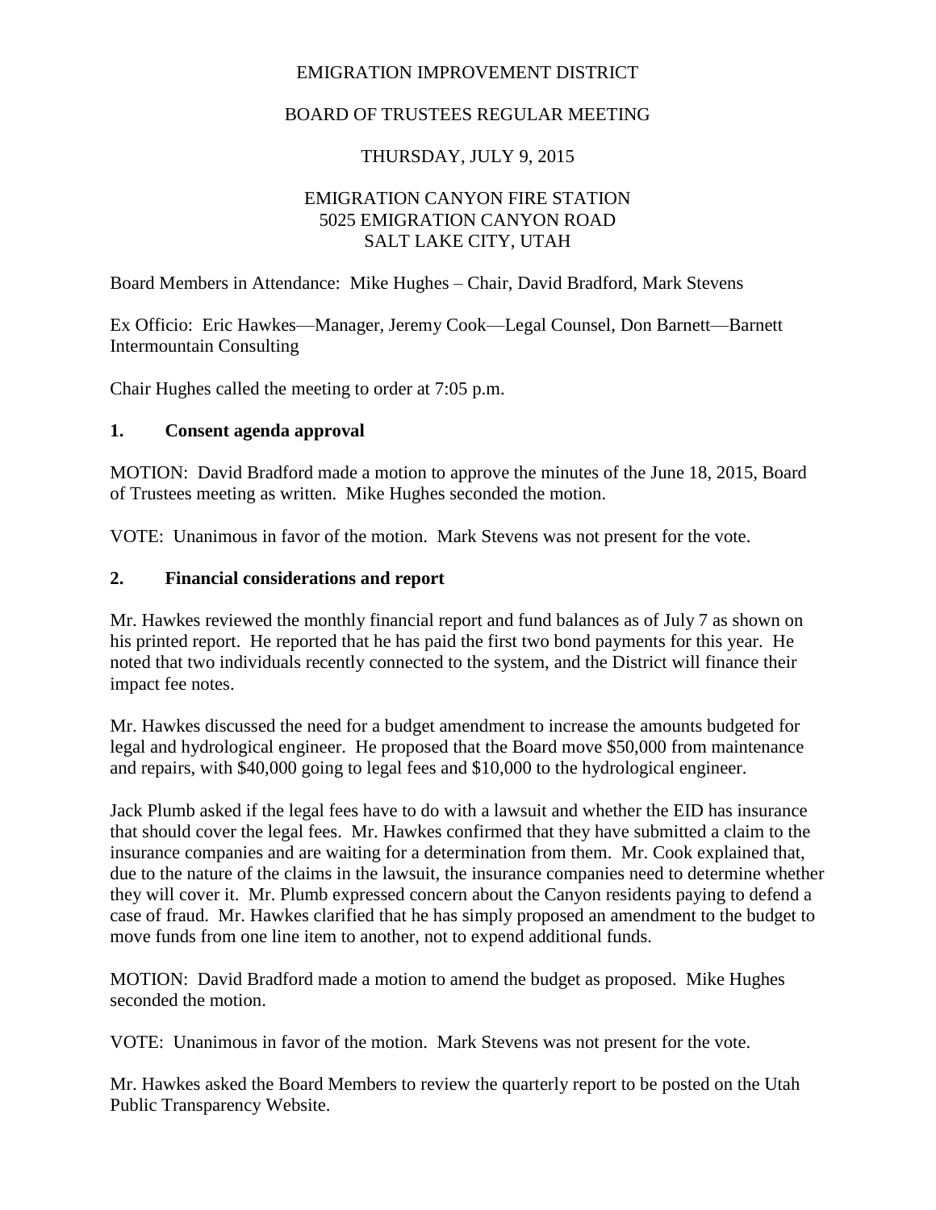# EMIGRATION IMPROVEMENT DISTRICT

## BOARD OF TRUSTEES REGULAR MEETING

### THURSDAY, JULY 9, 2015

EMIGRATION CANYON FIRE STATION
5025 EMIGRATION CANYON ROAD
SALT LAKE CITY, UTAH

Board Members in Attendance: Mike Hughes – Chair, David Bradford, Mark Stevens

Ex Officio: Eric Hawkes—Manager, Jeremy Cook—Legal Counsel, Don Barnett—Barnett Intermountain Consulting

Chair Hughes called the meeting to order at 7:05 p.m.

**1. Consent agenda approval**

MOTION: David Bradford made a motion to approve the minutes of the June 18, 2015, Board of Trustees meeting as written. Mike Hughes seconded the motion.

VOTE: Unanimous in favor of the motion. Mark Stevens was not present for the vote.

**2. Financial considerations and report**

Mr. Hawkes reviewed the monthly financial report and fund balances as of July 7 as shown on his printed report. He reported that he has paid the first two bond payments for this year. He noted that two individuals recently connected to the system, and the District will finance their impact fee notes.

Mr. Hawkes discussed the need for a budget amendment to increase the amounts budgeted for legal and hydrological engineer. He proposed that the Board move $50,000 from maintenance and repairs, with $40,000 going to legal fees and $10,000 to the hydrological engineer.

Jack Plumb asked if the legal fees have to do with a lawsuit and whether the EID has insurance that should cover the legal fees. Mr. Hawkes confirmed that they have submitted a claim to the insurance companies and are waiting for a determination from them. Mr. Cook explained that, due to the nature of the claims in the lawsuit, the insurance companies need to determine whether they will cover it. Mr. Plumb expressed concern about the Canyon residents paying to defend a case of fraud. Mr. Hawkes clarified that he has simply proposed an amendment to the budget to move funds from one line item to another, not to expend additional funds.

MOTION: David Bradford made a motion to amend the budget as proposed. Mike Hughes seconded the motion.

VOTE: Unanimous in favor of the motion. Mark Stevens was not present for the vote.

Mr. Hawkes asked the Board Members to review the quarterly report to be posted on the Utah Public Transparency Website.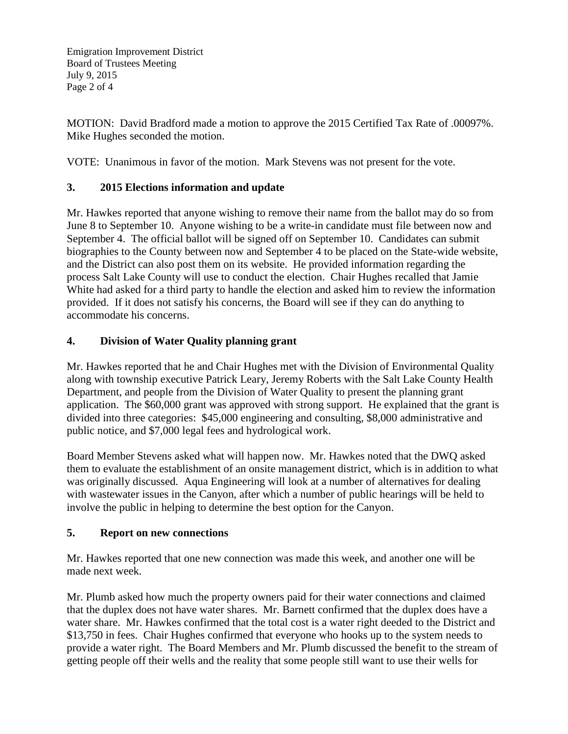MOTION: David Bradford made a motion to approve the 2015 Certified Tax Rate of .00097%. Mike Hughes seconded the motion.

VOTE: Unanimous in favor of the motion. Mark Stevens was not present for the vote.

## 3. 2015 Elections information and update

Mr. Hawkes reported that anyone wishing to remove their name from the ballot may do so from June 8 to September 10. Anyone wishing to be a write-in candidate must file between now and September 4. The official ballot will be signed off on September 10. Candidates can submit biographies to the County between now and September 4 to be placed on the State-wide website, and the District can also post them on its website. He provided information regarding the process Salt Lake County will use to conduct the election. Chair Hughes recalled that Jamie White had asked for a third party to handle the election and asked him to review the information provided. If it does not satisfy his concerns, the Board will see if they can do anything to accommodate his concerns.

## 4. Division of Water Quality planning grant

Mr. Hawkes reported that he and Chair Hughes met with the Division of Environmental Quality along with township executive Patrick Leary, Jeremy Roberts with the Salt Lake County Health Department, and people from the Division of Water Quality to present the planning grant application. The $60,000 grant was approved with strong support. He explained that the grant is divided into three categories: $45,000 engineering and consulting, $8,000 administrative and public notice, and $7,000 legal fees and hydrological work.

Board Member Stevens asked what will happen now. Mr. Hawkes noted that the DWQ asked them to evaluate the establishment of an onsite management district, which is in addition to what was originally discussed. Aqua Engineering will look at a number of alternatives for dealing with wastewater issues in the Canyon, after which a number of public hearings will be held to involve the public in helping to determine the best option for the Canyon.

## 5. Report on new connections

Mr. Hawkes reported that one new connection was made this week, and another one will be made next week.

Mr. Plumb asked how much the property owners paid for their water connections and claimed that the duplex does not have water shares. Mr. Barnett confirmed that the duplex does have a water share. Mr. Hawkes confirmed that the total cost is a water right deeded to the District and $13,750 in fees. Chair Hughes confirmed that everyone who hooks up to the system needs to provide a water right. The Board Members and Mr. Plumb discussed the benefit to the stream of getting people off their wells and the reality that some people still want to use their wells for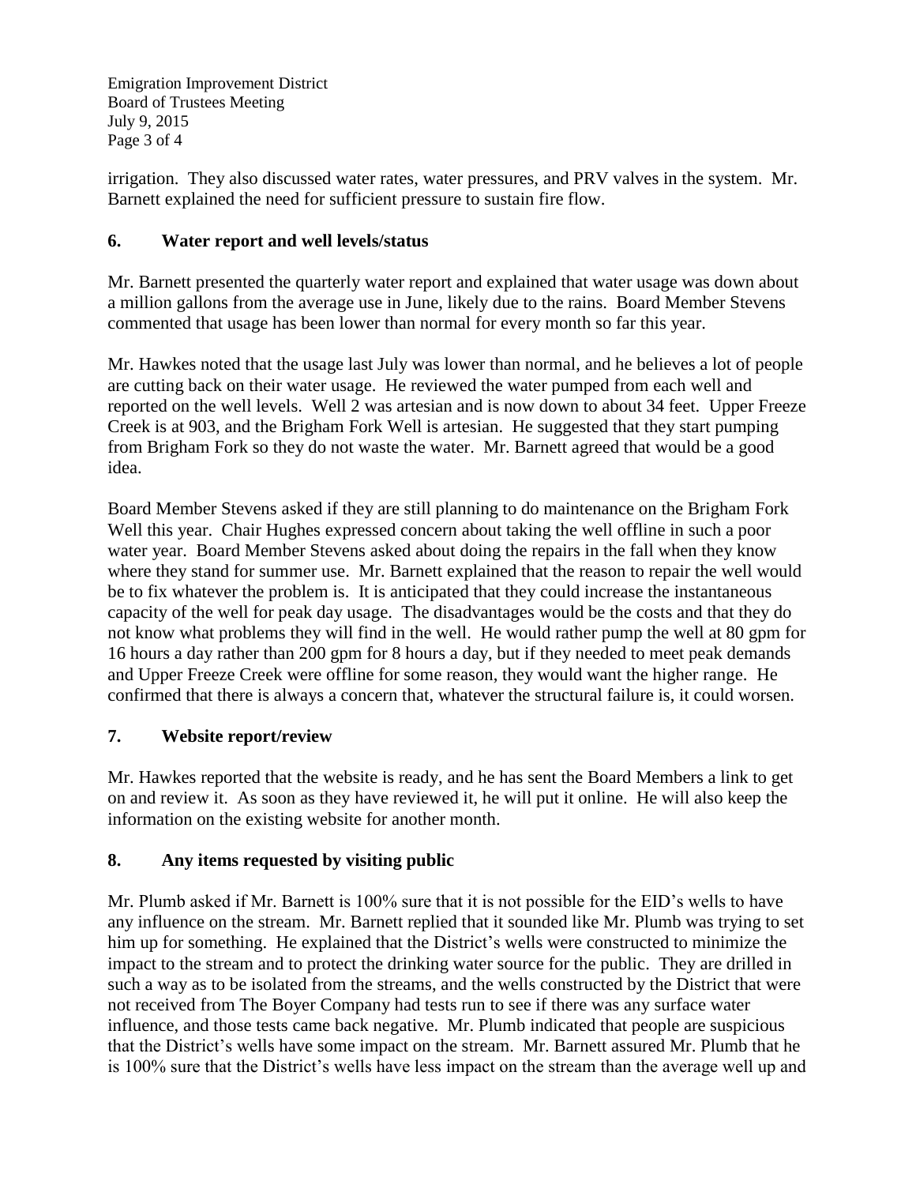irrigation. They also discussed water rates, water pressures, and PRV valves in the system. Mr. Barnett explained the need for sufficient pressure to sustain fire flow.

## 6. Water report and well levels/status

Mr. Barnett presented the quarterly water report and explained that water usage was down about a million gallons from the average use in June, likely due to the rains. Board Member Stevens commented that usage has been lower than normal for every month so far this year.

Mr. Hawkes noted that the usage last July was lower than normal, and he believes a lot of people are cutting back on their water usage. He reviewed the water pumped from each well and reported on the well levels. Well 2 was artesian and is now down to about 34 feet. Upper Freeze Creek is at 903, and the Brigham Fork Well is artesian. He suggested that they start pumping from Brigham Fork so they do not waste the water. Mr. Barnett agreed that would be a good idea.

Board Member Stevens asked if they are still planning to do maintenance on the Brigham Fork Well this year. Chair Hughes expressed concern about taking the well offline in such a poor water year. Board Member Stevens asked about doing the repairs in the fall when they know where they stand for summer use. Mr. Barnett explained that the reason to repair the well would be to fix whatever the problem is. It is anticipated that they could increase the instantaneous capacity of the well for peak day usage. The disadvantages would be the costs and that they do not know what problems they will find in the well. He would rather pump the well at 80 gpm for 16 hours a day rather than 200 gpm for 8 hours a day, but if they needed to meet peak demands and Upper Freeze Creek were offline for some reason, they would want the higher range. He confirmed that there is always a concern that, whatever the structural failure is, it could worsen.

## 7. Website report/review

Mr. Hawkes reported that the website is ready, and he has sent the Board Members a link to get on and review it. As soon as they have reviewed it, he will put it online. He will also keep the information on the existing website for another month.

## 8. Any items requested by visiting public

Mr. Plumb asked if Mr. Barnett is 100% sure that it is not possible for the EID's wells to have any influence on the stream. Mr. Barnett replied that it sounded like Mr. Plumb was trying to set him up for something. He explained that the District's wells were constructed to minimize the impact to the stream and to protect the drinking water source for the public. They are drilled in such a way as to be isolated from the streams, and the wells constructed by the District that were not received from The Boyer Company had tests run to see if there was any surface water influence, and those tests came back negative. Mr. Plumb indicated that people are suspicious that the District's wells have some impact on the stream. Mr. Barnett assured Mr. Plumb that he is 100% sure that the District's wells have less impact on the stream than the average well up and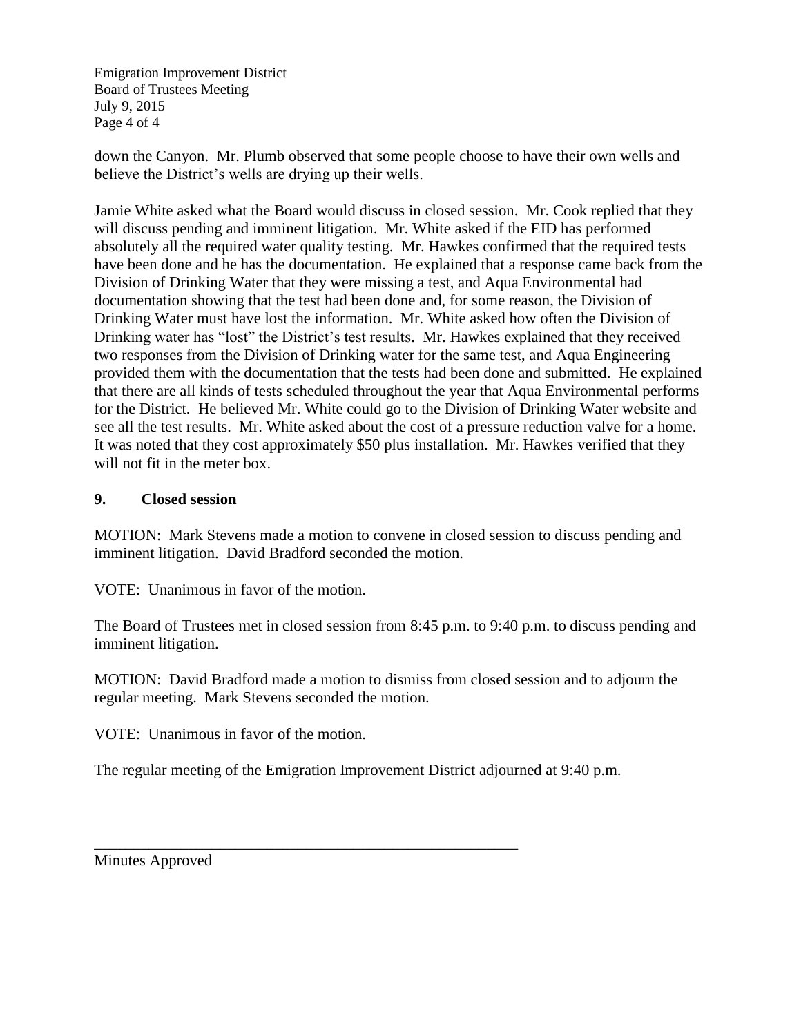down the Canyon. Mr. Plumb observed that some people choose to have their own wells and believe the District's wells are drying up their wells.

Jamie White asked what the Board would discuss in closed session. Mr. Cook replied that they will discuss pending and imminent litigation. Mr. White asked if the EID has performed absolutely all the required water quality testing. Mr. Hawkes confirmed that the required tests have been done and he has the documentation. He explained that a response came back from the Division of Drinking Water that they were missing a test, and Aqua Environmental had documentation showing that the test had been done and, for some reason, the Division of Drinking Water must have lost the information. Mr. White asked how often the Division of Drinking water has "lost" the District's test results. Mr. Hawkes explained that they received two responses from the Division of Drinking water for the same test, and Aqua Engineering provided them with the documentation that the tests had been done and submitted. He explained that there are all kinds of tests scheduled throughout the year that Aqua Environmental performs for the District. He believed Mr. White could go to the Division of Drinking Water website and see all the test results. Mr. White asked about the cost of a pressure reduction valve for a home. It was noted that they cost approximately $50 plus installation. Mr. Hawkes verified that they will not fit in the meter box.

**9. Closed session**

MOTION: Mark Stevens made a motion to convene in closed session to discuss pending and imminent litigation. David Bradford seconded the motion.

VOTE: Unanimous in favor of the motion.

The Board of Trustees met in closed session from 8:45 p.m. to 9:40 p.m. to discuss pending and imminent litigation.

MOTION: David Bradford made a motion to dismiss from closed session and to adjourn the regular meeting. Mark Stevens seconded the motion.

VOTE: Unanimous in favor of the motion.

The regular meeting of the Emigration Improvement District adjourned at 9:40 p.m.

\_\_\_\_\_\_\_\_\_\_\_\_\_\_\_\_\_\_\_\_\_\_\_\_\_\_\_\_\_\_\_\_\_\_\_\_\_\_\_\_\_\_\_\_\_\_\_\_

Minutes Approved